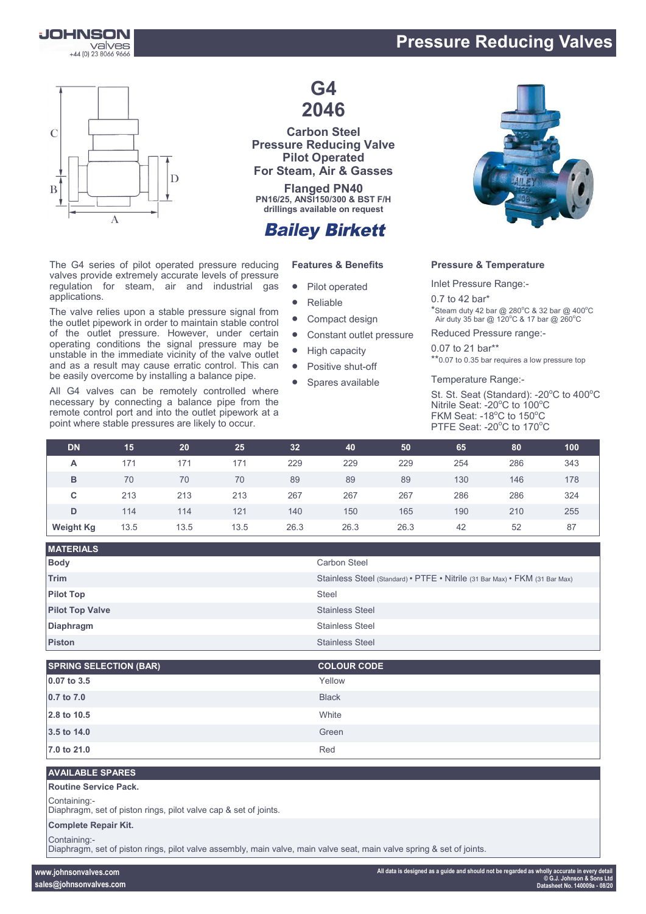# Pressure Reducing Valves

# G4
# 2046

## Carbon Steel Pressure Reducing Valve Pilot Operated For Steam, Air & Gasses

**Flanged PN40**
**PN16/25, ANSI150/300 & BST F/H drillings available on request**

**Bailey Birkett**

The G4 series of pilot operated pressure reducing valves provide extremely accurate levels of pressure regulation for steam, air and industrial gas applications.

The valve relies upon a stable pressure signal from the outlet pipework in order to maintain stable control of the outlet pressure. However, under certain operating conditions the signal pressure may be unstable in the immediate vicinity of the valve outlet and as a result may cause erratic control. This can be easily overcome by installing a balance pipe.

All G4 valves can be remotely controlled where necessary by connecting a balance pipe from the remote control port and into the outlet pipework at a point where stable pressures are likely to occur.

### Features & Benefits

- Pilot operated
- Reliable
- Compact design
- Constant outlet pressure
- High capacity
- Positive shut-off
- Spares available

### Pressure & Temperature

Inlet Pressure Range:-

0.7 to 42 bar*

*Steam duty 42 bar @ 280°C & 32 bar @ 400°C
Air duty 35 bar @ 120°C & 17 bar @ 260°C

Reduced Pressure range:-

0.07 to 21 bar**

**0.07 to 0.35 bar requires a low pressure top

Temperature Range:-

St. St. Seat (Standard): -20°C to 400°C
Nitrile Seat: -20°C to 100°C
FKM Seat: -18°C to 150°C
PTFE Seat: -20°C to 170°C

| DN | 15 | 20 | 25 | 32 | 40 | 50 | 65 | 80 | 100 |
|---|---|---|---|---|---|---|---|---|---|
| A | 171 | 171 | 171 | 229 | 229 | 229 | 254 | 286 | 343 |
| B | 70 | 70 | 70 | 89 | 89 | 89 | 130 | 146 | 178 |
| C | 213 | 213 | 213 | 267 | 267 | 267 | 286 | 286 | 324 |
| D | 114 | 114 | 121 | 140 | 150 | 165 | 190 | 210 | 255 |
| Weight Kg | 13.5 | 13.5 | 13.5 | 26.3 | 26.3 | 26.3 | 42 | 52 | 87 |

| MATERIALS | |
|---|---|
| Body | Carbon Steel |
| Trim | Stainless Steel (Standard) • PTFE • Nitrile (31 Bar Max) • FKM (31 Bar Max) |
| Pilot Top | Steel |
| Pilot Top Valve | Stainless Steel |
| Diaphragm | Stainless Steel |
| Piston | Stainless Steel |

| SPRING SELECTION (BAR) | COLOUR CODE |
|---|---|
| 0.07 to 3.5 | Yellow |
| 0.7 to 7.0 | Black |
| 2.8 to 10.5 | White |
| 3.5 to 14.0 | Green |
| 7.0 to 21.0 | Red |

### AVAILABLE SPARES

**Routine Service Pack.**

Containing:-
Diaphragm, set of piston rings, pilot valve cap & set of joints.

**Complete Repair Kit.**

Containing:-
Diaphragm, set of piston rings, pilot valve assembly, main valve, main valve seat, main valve spring & set of joints.

www.johnsonvalves.com
sales@johnsonvalves.com

All data is designed as a guide and should not be regarded as wholly accurate in every detail
© G.J. Johnson & Sons Ltd
Datasheet No. 140009a - 08/20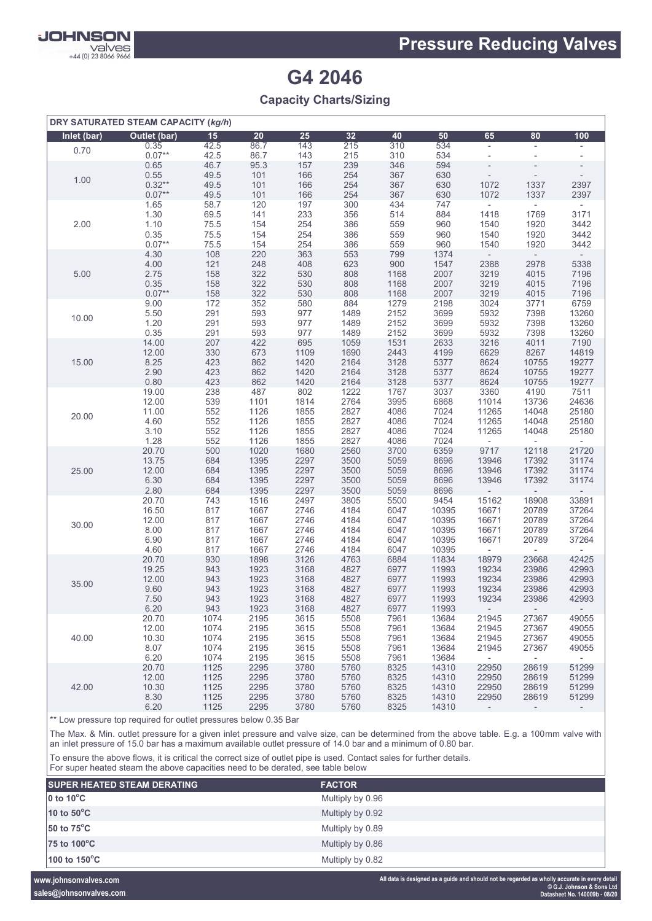# Pressure Reducing Valves

# G4 2046

## Capacity Charts/Sizing

| DRY SATURATED STEAM CAPACITY (kg/h) | | | | | | | | | | |
|---|---|---|---|---|---|---|---|---|---|---|
| Inlet (bar) | Outlet (bar) | 15 | 20 | 25 | 32 | 40 | 50 | 65 | 80 | 100 |
| 0.70 | 0.35 | 42.5 | 86.7 | 143 | 215 | 310 | 534 | - | - | - |
| | 0.07** | 42.5 | 86.7 | 143 | 215 | 310 | 534 | - | - | - |
| 1.00 | 0.65 | 46.7 | 95.3 | 157 | 239 | 346 | 594 | - | - | - |
| | 0.55 | 49.5 | 101 | 166 | 254 | 367 | 630 | - | - | - |
| | 0.32** | 49.5 | 101 | 166 | 254 | 367 | 630 | 1072 | 1337 | 2397 |
| | 0.07** | 49.5 | 101 | 166 | 254 | 367 | 630 | 1072 | 1337 | 2397 |
| 2.00 | 1.65 | 58.7 | 120 | 197 | 300 | 434 | 747 | - | - | - |
| | 1.30 | 69.5 | 141 | 233 | 356 | 514 | 884 | 1418 | 1769 | 3171 |
| | 1.10 | 75.5 | 154 | 254 | 386 | 559 | 960 | 1540 | 1920 | 3442 |
| | 0.35 | 75.5 | 154 | 254 | 386 | 559 | 960 | 1540 | 1920 | 3442 |
| | 0.07** | 75.5 | 154 | 254 | 386 | 559 | 960 | 1540 | 1920 | 3442 |
| 5.00 | 4.30 | 108 | 220 | 363 | 553 | 799 | 1374 | - | - | - |
| | 4.00 | 121 | 248 | 408 | 623 | 900 | 1547 | 2388 | 2978 | 5338 |
| | 2.75 | 158 | 322 | 530 | 808 | 1168 | 2007 | 3219 | 4015 | 7196 |
| | 0.35 | 158 | 322 | 530 | 808 | 1168 | 2007 | 3219 | 4015 | 7196 |
| | 0.07** | 158 | 322 | 530 | 808 | 1168 | 2007 | 3219 | 4015 | 7196 |
| 10.00 | 9.00 | 172 | 352 | 580 | 884 | 1279 | 2198 | 3024 | 3771 | 6759 |
| | 5.50 | 291 | 593 | 977 | 1489 | 2152 | 3699 | 5932 | 7398 | 13260 |
| | 1.20 | 291 | 593 | 977 | 1489 | 2152 | 3699 | 5932 | 7398 | 13260 |
| | 0.35 | 291 | 593 | 977 | 1489 | 2152 | 3699 | 5932 | 7398 | 13260 |
| 15.00 | 14.00 | 207 | 422 | 695 | 1059 | 1531 | 2633 | 3216 | 4011 | 7190 |
| | 12.00 | 330 | 673 | 1109 | 1690 | 2443 | 4199 | 6629 | 8267 | 14819 |
| | 8.25 | 423 | 862 | 1420 | 2164 | 3128 | 5377 | 8624 | 10755 | 19277 |
| | 2.90 | 423 | 862 | 1420 | 2164 | 3128 | 5377 | 8624 | 10755 | 19277 |
| | 0.80 | 423 | 862 | 1420 | 2164 | 3128 | 5377 | 8624 | 10755 | 19277 |
| 20.00 | 19.00 | 238 | 487 | 802 | 1222 | 1767 | 3037 | 3360 | 4190 | 7511 |
| | 12.00 | 539 | 1101 | 1814 | 2764 | 3995 | 6868 | 11014 | 13736 | 24636 |
| | 11.00 | 552 | 1126 | 1855 | 2827 | 4086 | 7024 | 11265 | 14048 | 25180 |
| | 4.60 | 552 | 1126 | 1855 | 2827 | 4086 | 7024 | 11265 | 14048 | 25180 |
| | 3.10 | 552 | 1126 | 1855 | 2827 | 4086 | 7024 | 11265 | 14048 | 25180 |
| | 1.28 | 552 | 1126 | 1855 | 2827 | 4086 | 7024 | - | - | - |
| 25.00 | 20.70 | 500 | 1020 | 1680 | 2560 | 3700 | 6359 | 9717 | 12118 | 21720 |
| | 13.75 | 684 | 1395 | 2297 | 3500 | 5059 | 8696 | 13946 | 17392 | 31174 |
| | 12.00 | 684 | 1395 | 2297 | 3500 | 5059 | 8696 | 13946 | 17392 | 31174 |
| | 6.30 | 684 | 1395 | 2297 | 3500 | 5059 | 8696 | 13946 | 17392 | 31174 |
| | 2.80 | 684 | 1395 | 2297 | 3500 | 5059 | 8696 | - | - | - |
| 30.00 | 20.70 | 743 | 1516 | 2497 | 3805 | 5500 | 9454 | 15162 | 18908 | 33891 |
| | 16.50 | 817 | 1667 | 2746 | 4184 | 6047 | 10395 | 16671 | 20789 | 37264 |
| | 12.00 | 817 | 1667 | 2746 | 4184 | 6047 | 10395 | 16671 | 20789 | 37264 |
| | 8.00 | 817 | 1667 | 2746 | 4184 | 6047 | 10395 | 16671 | 20789 | 37264 |
| | 6.90 | 817 | 1667 | 2746 | 4184 | 6047 | 10395 | 16671 | 20789 | 37264 |
| | 4.60 | 817 | 1667 | 2746 | 4184 | 6047 | 10395 | - | - | - |
| 35.00 | 20.70 | 930 | 1898 | 3126 | 4763 | 6884 | 11834 | 18979 | 23668 | 42425 |
| | 19.25 | 943 | 1923 | 3168 | 4827 | 6977 | 11993 | 19234 | 23986 | 42993 |
| | 12.00 | 943 | 1923 | 3168 | 4827 | 6977 | 11993 | 19234 | 23986 | 42993 |
| | 9.60 | 943 | 1923 | 3168 | 4827 | 6977 | 11993 | 19234 | 23986 | 42993 |
| | 7.50 | 943 | 1923 | 3168 | 4827 | 6977 | 11993 | 19234 | 23986 | 42993 |
| | 6.20 | 943 | 1923 | 3168 | 4827 | 6977 | 11993 | - | - | - |
| 40.00 | 20.70 | 1074 | 2195 | 3615 | 5508 | 7961 | 13684 | 21945 | 27367 | 49055 |
| | 12.00 | 1074 | 2195 | 3615 | 5508 | 7961 | 13684 | 21945 | 27367 | 49055 |
| | 10.30 | 1074 | 2195 | 3615 | 5508 | 7961 | 13684 | 21945 | 27367 | 49055 |
| | 8.07 | 1074 | 2195 | 3615 | 5508 | 7961 | 13684 | 21945 | 27367 | 49055 |
| | 6.20 | 1074 | 2195 | 3615 | 5508 | 7961 | 13684 | - | - | - |
| 42.00 | 20.70 | 1125 | 2295 | 3780 | 5760 | 8325 | 14310 | 22950 | 28619 | 51299 |
| | 12.00 | 1125 | 2295 | 3780 | 5760 | 8325 | 14310 | 22950 | 28619 | 51299 |
| | 10.30 | 1125 | 2295 | 3780 | 5760 | 8325 | 14310 | 22950 | 28619 | 51299 |
| | 8.30 | 1125 | 2295 | 3780 | 5760 | 8325 | 14310 | 22950 | 28619 | 51299 |
| | 6.20 | 1125 | 2295 | 3780 | 5760 | 8325 | 14310 | - | - | - |

** Low pressure top required for outlet pressures below 0.35 Bar

The Max. & Min. outlet pressure for a given inlet pressure and valve size, can be determined from the above table. E.g. a 100mm valve with an inlet pressure of 15.0 bar has a maximum available outlet pressure of 14.0 bar and a minimum of 0.80 bar.

To ensure the above flows, it is critical the correct size of outlet pipe is used. Contact sales for further details.
For super heated steam the above capacities need to be derated, see table below

| SUPER HEATED STEAM DERATING | FACTOR |
|---|---|
| 0 to 10°C | Multiply by 0.96 |
| 10 to 50°C | Multiply by 0.92 |
| 50 to 75°C | Multiply by 0.89 |
| 75 to 100°C | Multiply by 0.86 |
| 100 to 150°C | Multiply by 0.82 |

www.johnsonvalves.com
sales@johnsonvalves.com

All data is designed as a guide and should not be regarded as wholly accurate in every detail
© G.J. Johnson & Sons Ltd
Datasheet No. 140009b - 08/20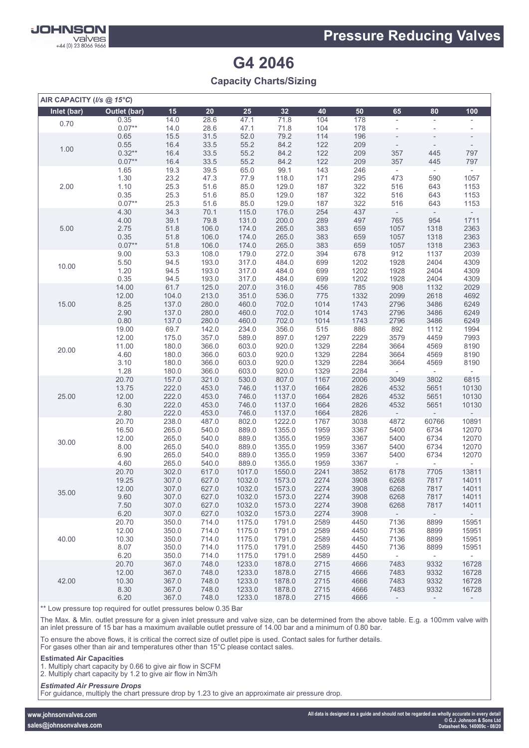# Pressure Reducing Valves

# G4 2046

## Capacity Charts/Sizing

**AIR CAPACITY (l/s @ *15°C*)**

| Inlet (bar) | Outlet (bar) | 15 | 20 | 25 | 32 | 40 | 50 | 65 | 80 | 100 |
|---|---|---|---|---|---|---|---|---|---|---|
| 0.70 | 0.35 | 14.0 | 28.6 | 47.1 | 71.8 | 104 | 178 | - | - | - |
| | 0.07** | 14.0 | 28.6 | 47.1 | 71.8 | 104 | 178 | - | - | - |
| 1.00 | 0.65 | 15.5 | 31.5 | 52.0 | 79.2 | 114 | 196 | - | - | - |
| | 0.55 | 16.4 | 33.5 | 55.2 | 84.2 | 122 | 209 | - | - | - |
| | 0.32** | 16.4 | 33.5 | 55.2 | 84.2 | 122 | 209 | 357 | 445 | 797 |
| | 0.07** | 16.4 | 33.5 | 55.2 | 84.2 | 122 | 209 | 357 | 445 | 797 |
| 2.00 | 1.65 | 19.3 | 39.5 | 65.0 | 99.1 | 143 | 246 | - | - | - |
| | 1.30 | 23.2 | 47.3 | 77.9 | 118.0 | 171 | 295 | 473 | 590 | 1057 |
| | 1.10 | 25.3 | 51.6 | 85.0 | 129.0 | 187 | 322 | 516 | 643 | 1153 |
| | 0.35 | 25.3 | 51.6 | 85.0 | 129.0 | 187 | 322 | 516 | 643 | 1153 |
| | 0.07** | 25.3 | 51.6 | 85.0 | 129.0 | 187 | 322 | 516 | 643 | 1153 |
| 5.00 | 4.30 | 34.3 | 70.1 | 115.0 | 176.0 | 254 | 437 | - | - | - |
| | 4.00 | 39.1 | 79.8 | 131.0 | 200.0 | 289 | 497 | 765 | 954 | 1711 |
| | 2.75 | 51.8 | 106.0 | 174.0 | 265.0 | 383 | 659 | 1057 | 1318 | 2363 |
| | 0.35 | 51.8 | 106.0 | 174.0 | 265.0 | 383 | 659 | 1057 | 1318 | 2363 |
| | 0.07** | 51.8 | 106.0 | 174.0 | 265.0 | 383 | 659 | 1057 | 1318 | 2363 |
| 10.00 | 9.00 | 53.3 | 108.0 | 179.0 | 272.0 | 394 | 678 | 912 | 1137 | 2039 |
| | 5.50 | 94.5 | 193.0 | 317.0 | 484.0 | 699 | 1202 | 1928 | 2404 | 4309 |
| | 1.20 | 94.5 | 193.0 | 317.0 | 484.0 | 699 | 1202 | 1928 | 2404 | 4309 |
| | 0.35 | 94.5 | 193.0 | 317.0 | 484.0 | 699 | 1202 | 1928 | 2404 | 4309 |
| 15.00 | 14.00 | 61.7 | 125.0 | 207.0 | 316.0 | 456 | 785 | 908 | 1132 | 2029 |
| | 12.00 | 104.0 | 213.0 | 351.0 | 536.0 | 775 | 1332 | 2099 | 2618 | 4692 |
| | 8.25 | 137.0 | 280.0 | 460.0 | 702.0 | 1014 | 1743 | 2796 | 3486 | 6249 |
| | 2.90 | 137.0 | 280.0 | 460.0 | 702.0 | 1014 | 1743 | 2796 | 3486 | 6249 |
| | 0.80 | 137.0 | 280.0 | 460.0 | 702.0 | 1014 | 1743 | 2796 | 3486 | 6249 |
| 20.00 | 19.00 | 69.7 | 142.0 | 234.0 | 356.0 | 515 | 886 | 892 | 1112 | 1994 |
| | 12.00 | 175.0 | 357.0 | 589.0 | 897.0 | 1297 | 2229 | 3579 | 4459 | 7993 |
| | 11.00 | 180.0 | 366.0 | 603.0 | 920.0 | 1329 | 2284 | 3664 | 4569 | 8190 |
| | 4.60 | 180.0 | 366.0 | 603.0 | 920.0 | 1329 | 2284 | 3664 | 4569 | 8190 |
| | 3.10 | 180.0 | 366.0 | 603.0 | 920.0 | 1329 | 2284 | 3664 | 4569 | 8190 |
| | 1.28 | 180.0 | 366.0 | 603.0 | 920.0 | 1329 | 2284 | - | - | - |
| 25.00 | 20.70 | 157.0 | 321.0 | 530.0 | 807.0 | 1167 | 2006 | 3049 | 3802 | 6815 |
| | 13.75 | 222.0 | 453.0 | 746.0 | 1137.0 | 1664 | 2826 | 4532 | 5651 | 10130 |
| | 12.00 | 222.0 | 453.0 | 746.0 | 1137.0 | 1664 | 2826 | 4532 | 5651 | 10130 |
| | 6.30 | 222.0 | 453.0 | 746.0 | 1137.0 | 1664 | 2826 | 4532 | 5651 | 10130 |
| | 2.80 | 222.0 | 453.0 | 746.0 | 1137.0 | 1664 | 2826 | - | - | - |
| 30.00 | 20.70 | 238.0 | 487.0 | 802.0 | 1222.0 | 1767 | 3038 | 4872 | 60766 | 10891 |
| | 16.50 | 265.0 | 540.0 | 889.0 | 1355.0 | 1959 | 3367 | 5400 | 6734 | 12070 |
| | 12.00 | 265.0 | 540.0 | 889.0 | 1355.0 | 1959 | 3367 | 5400 | 6734 | 12070 |
| | 8.00 | 265.0 | 540.0 | 889.0 | 1355.0 | 1959 | 3367 | 5400 | 6734 | 12070 |
| | 6.90 | 265.0 | 540.0 | 889.0 | 1355.0 | 1959 | 3367 | 5400 | 6734 | 12070 |
| | 4.60 | 265.0 | 540.0 | 889.0 | 1355.0 | 1959 | 3367 | - | - | - |
| 35.00 | 20.70 | 302.0 | 617.0 | 1017.0 | 1550.0 | 2241 | 3852 | 6178 | 7705 | 13811 |
| | 19.25 | 307.0 | 627.0 | 1032.0 | 1573.0 | 2274 | 3908 | 6268 | 7817 | 14011 |
| | 12.00 | 307.0 | 627.0 | 1032.0 | 1573.0 | 2274 | 3908 | 6268 | 7817 | 14011 |
| | 9.60 | 307.0 | 627.0 | 1032.0 | 1573.0 | 2274 | 3908 | 6268 | 7817 | 14011 |
| | 7.50 | 307.0 | 627.0 | 1032.0 | 1573.0 | 2274 | 3908 | 6268 | 7817 | 14011 |
| | 6.20 | 307.0 | 627.0 | 1032.0 | 1573.0 | 2274 | 3908 | - | - | - |
| 40.00 | 20.70 | 350.0 | 714.0 | 1175.0 | 1791.0 | 2589 | 4450 | 7136 | 8899 | 15951 |
| | 12.00 | 350.0 | 714.0 | 1175.0 | 1791.0 | 2589 | 4450 | 7136 | 8899 | 15951 |
| | 10.30 | 350.0 | 714.0 | 1175.0 | 1791.0 | 2589 | 4450 | 7136 | 8899 | 15951 |
| | 8.07 | 350.0 | 714.0 | 1175.0 | 1791.0 | 2589 | 4450 | 7136 | 8899 | 15951 |
| | 6.20 | 350.0 | 714.0 | 1175.0 | 1791.0 | 2589 | 4450 | - | - | - |
| 42.00 | 20.70 | 367.0 | 748.0 | 1233.0 | 1878.0 | 2715 | 4666 | 7483 | 9332 | 16728 |
| | 12.00 | 367.0 | 748.0 | 1233.0 | 1878.0 | 2715 | 4666 | 7483 | 9332 | 16728 |
| | 10.30 | 367.0 | 748.0 | 1233.0 | 1878.0 | 2715 | 4666 | 7483 | 9332 | 16728 |
| | 8.30 | 367.0 | 748.0 | 1233.0 | 1878.0 | 2715 | 4666 | 7483 | 9332 | 16728 |
| | 6.20 | 367.0 | 748.0 | 1233.0 | 1878.0 | 2715 | 4666 | - | - | - |

** Low pressure top required for outlet pressures below 0.35 Bar

The Max. & Min. outlet pressure for a given inlet pressure and valve size, can be determined from the above table. E.g. a 100mm valve with an inlet pressure of 15 bar has a maximum available outlet pressure of 14.00 bar and a minimum of 0.80 bar.

To ensure the above flows, it is critical the correct size of outlet pipe is used. Contact sales for further details.
For gases other than air and temperatures other than 15°C please contact sales.

**Estimated Air Capacities**

1. Multiply chart capacity by 0.66 to give air flow in SCFM
2. Multiply chart capacity by 1.2 to give air flow in Nm3/h

***Estimated Air Pressure Drops***

For guidance, multiply the chart pressure drop by 1.23 to give an approximate air pressure drop.